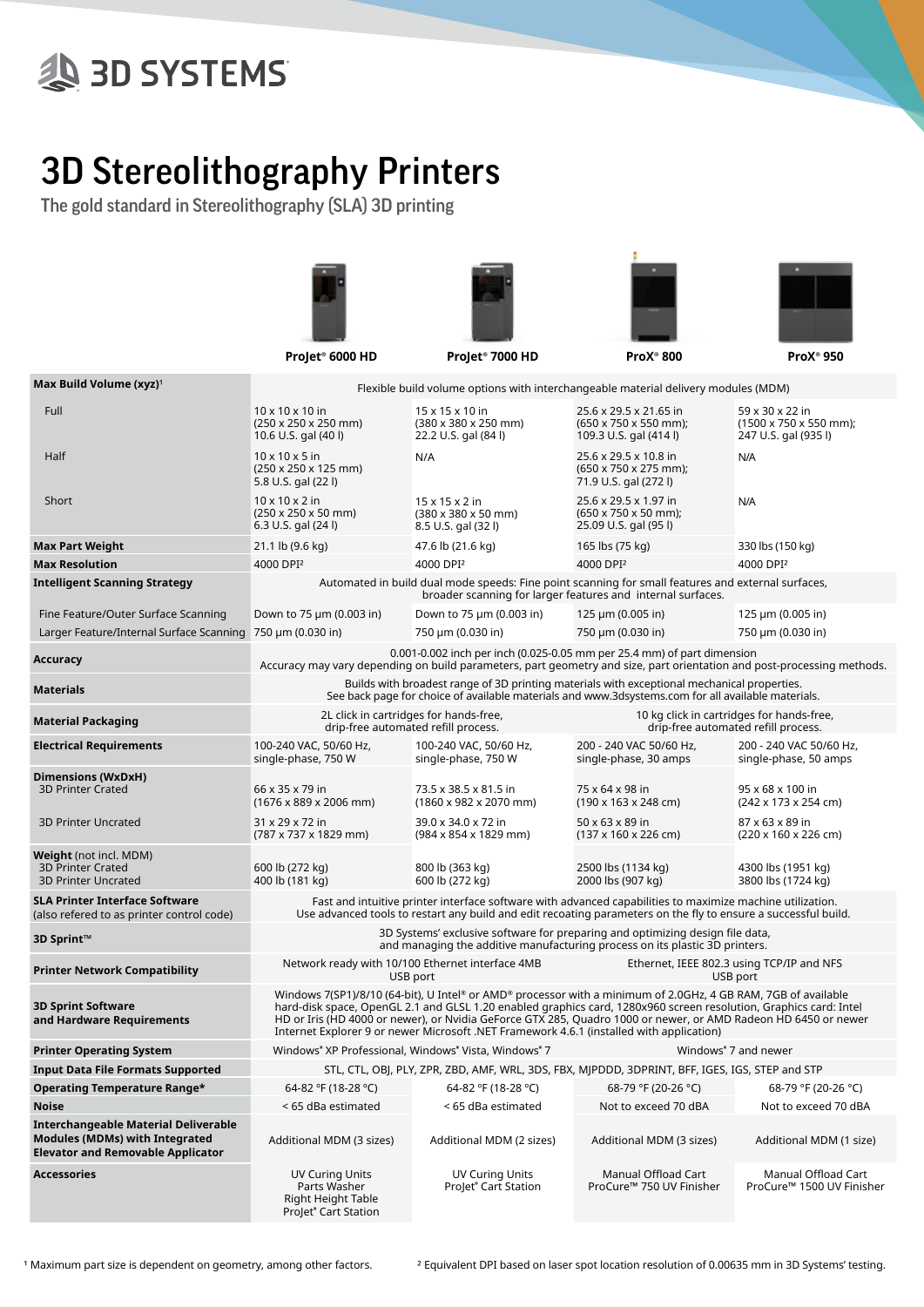# 3D Stereolithography Printers

The gold standard in Stereolithography (SLA) 3D printing

| | ProJet® 6000 HD | ProJet® 7000 HD | ProX® 800 | ProX® 950 |
|---|---|---|---|---|
| **Max Build Volume (xyz)**[1] | Flexible build volume options with interchangeable material delivery modules (MDM) | | | |
| Full | 10 x 10 x 10 in (250 x 250 x 250 mm) 10.6 U.S. gal (40 l) | 15 x 15 x 10 in (380 x 380 x 250 mm) 22.2 U.S. gal (84 l) | 25.6 x 29.5 x 21.65 in (650 x 750 x 550 mm); 109.3 U.S. gal (414 l) | 59 x 30 x 22 in (1500 x 750 x 550 mm); 247 U.S. gal (935 l) |
| Half | 10 x 10 x 5 in (250 x 250 x 125 mm) 5.8 U.S. gal (22 l) | N/A | 25.6 x 29.5 x 10.8 in (650 x 750 x 275 mm); 71.9 U.S. gal (272 l) | N/A |
| Short | 10 x 10 x 2 in (250 x 250 x 50 mm) 6.3 U.S. gal (24 l) | 15 x 15 x 2 in (380 x 380 x 50 mm) 8.5 U.S. gal (32 l) | 25.6 x 29.5 x 1.97 in (650 x 750 x 50 mm); 25.09 U.S. gal (95 l) | N/A |
| **Max Part Weight** | 21.1 lb (9.6 kg) | 47.6 lb (21.6 kg) | 165 lbs (75 kg) | 330 lbs (150 kg) |
| **Max Resolution** | 4000 DPI[2] | 4000 DPI[2] | 4000 DPI[2] | 4000 DPI[2] |
| **Intelligent Scanning Strategy** | Automated in build dual mode speeds: Fine point scanning for small features and external surfaces, broader scanning for larger features and internal surfaces. | | | |
| Fine Feature/Outer Surface Scanning | Down to 75 µm (0.003 in) | Down to 75 µm (0.003 in) | 125 µm (0.005 in) | 125 µm (0.005 in) |
| Larger Feature/Internal Surface Scanning | 750 µm (0.030 in) | 750 µm (0.030 in) | 750 µm (0.030 in) | 750 µm (0.030 in) |
| **Accuracy** | 0.001-0.002 inch per inch (0.025-0.05 mm per 25.4 mm) of part dimension Accuracy may vary depending on build parameters, part geometry and size, part orientation and post-processing methods. | | | |
| **Materials** | Builds with broadest range of 3D printing materials with exceptional mechanical properties. See back page for choice of available materials and www.3dsystems.com for all available materials. | | | |
| **Material Packaging** | 2L click in cartridges for hands-free, drip-free automated refill process. | | 10 kg click in cartridges for hands-free, drip-free automated refill process. | |
| **Electrical Requirements** | 100-240 VAC, 50/60 Hz, single-phase, 750 W | 100-240 VAC, 50/60 Hz, single-phase, 750 W | 200 - 240 VAC 50/60 Hz, single-phase, 30 amps | 200 - 240 VAC 50/60 Hz, single-phase, 50 amps |
| **Dimensions (WxDxH)** 3D Printer Crated | 66 x 35 x 79 in (1676 x 889 x 2006 mm) | 73.5 x 38.5 x 81.5 in (1860 x 982 x 2070 mm) | 75 x 64 x 98 in (190 x 163 x 248 cm) | 95 x 68 x 100 in (242 x 173 x 254 cm) |
| 3D Printer Uncrated | 31 x 29 x 72 in (787 x 737 x 1829 mm) | 39.0 x 34.0 x 72 in (984 x 854 x 1829 mm) | 50 x 63 x 89 in (137 x 160 x 226 cm) | 87 x 63 x 89 in (220 x 160 x 226 cm) |
| **Weight** (not incl. MDM) 3D Printer Crated / 3D Printer Uncrated | 600 lb (272 kg) / 400 lb (181 kg) | 800 lb (363 kg) / 600 lb (272 kg) | 2500 lbs (1134 kg) / 2000 lbs (907 kg) | 4300 lbs (1951 kg) / 3800 lbs (1724 kg) |
| **SLA Printer Interface Software** (also refered to as printer control code) | Fast and intuitive printer interface software with advanced capabilities to maximize machine utilization. Use advanced tools to restart any build and edit recoating parameters on the fly to ensure a successful build. | | | |
| **3D Sprint™** | 3D Systems' exclusive software for preparing and optimizing design file data, and managing the additive manufacturing process on its plastic 3D printers. | | | |
| **Printer Network Compatibility** | Network ready with 10/100 Ethernet interface 4MB USB port | | Ethernet, IEEE 802.3 using TCP/IP and NFS USB port | |
| **3D Sprint Software and Hardware Requirements** | Windows 7(SP1)/8/10 (64-bit), U Intel® or AMD® processor with a minimum of 2.0GHz, 4 GB RAM, 7GB of available hard-disk space, OpenGL 2.1 and GLSL 1.20 enabled graphics card, 1280x960 screen resolution, Graphics card: Intel HD or Iris (HD 4000 or newer), or Nvidia GeForce GTX 285, Quadro 1000 or newer, or AMD Radeon HD 6450 or newer Internet Explorer 9 or newer Microsoft .NET Framework 4.6.1 (installed with application) | | | |
| **Printer Operating System** | Windows® XP Professional, Windows® Vista, Windows® 7 | | Windows® 7 and newer | |
| **Input Data File Formats Supported** | STL, CTL, OBJ, PLY, ZPR, ZBD, AMF, WRL, 3DS, FBX, MJPDDD, 3DPRINT, BFF, IGES, IGS, STEP and STP | | | |
| **Operating Temperature Range*** | 64-82 °F (18-28 °C) | 64-82 °F (18-28 °C) | 68-79 °F (20-26 °C) | 68-79 °F (20-26 °C) |
| **Noise** | < 65 dBa estimated | < 65 dBa estimated | Not to exceed 70 dBA | Not to exceed 70 dBA |
| **Interchangeable Material Deliverable Modules (MDMs) with Integrated Elevator and Removable Applicator** | Additional MDM (3 sizes) | Additional MDM (2 sizes) | Additional MDM (3 sizes) | Additional MDM (1 size) |
| **Accessories** | UV Curing Units, Parts Washer, Right Height Table, ProJet® Cart Station | UV Curing Units, ProJet® Cart Station | Manual Offload Cart, ProCure™ 750 UV Finisher | Manual Offload Cart, ProCure™ 1500 UV Finisher |

[1] Maximum part size is dependent on geometry, among other factors.

[2] Equivalent DPI based on laser spot location resolution of 0.00635 mm in 3D Systems' testing.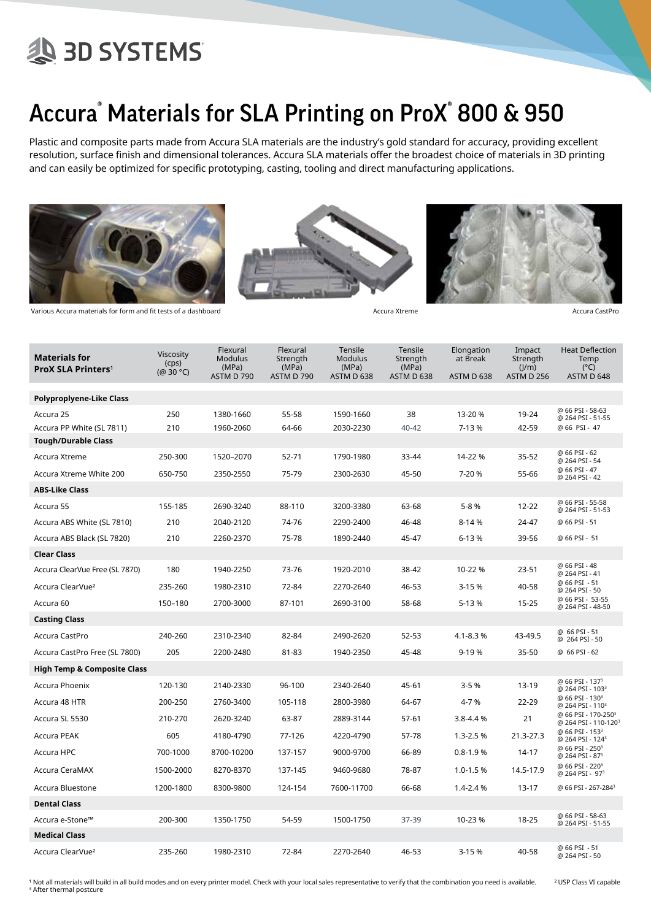# Accura® Materials for SLA Printing on ProX® 800 & 950

Plastic and composite parts made from Accura SLA materials are the industry's gold standard for accuracy, providing excellent resolution, surface finish and dimensional tolerances. Accura SLA materials offer the broadest choice of materials in 3D printing and can easily be optimized for specific prototyping, casting, tooling and direct manufacturing applications.

Various Accura materials for form and fit tests of a dashboard

Accura Xtreme

Accura CastPro

| **Materials for ProX SLA Printers**[1] | Viscosity (cps) (@ 30 °C) | Flexural Modulus (MPa) ASTM D 790 | Flexural Strength (MPa) ASTM D 790 | Tensile Modulus (MPa) ASTM D 638 | Tensile Strength (MPa) ASTM D 638 | Elongation at Break ASTM D 638 | Impact Strength (J/m) ASTM D 256 | Heat Deflection Temp (°C) ASTM D 648 |
|---|---|---|---|---|---|---|---|---|
| **Polypropylene-Like Class** | | | | | | | | |
| Accura 25 | 250 | 1380-1660 | 55-58 | 1590-1660 | 38 | 13-20 % | 19-24 | @ 66 PSI - 58-63 @ 264 PSI - 51-55 |
| Accura PP White (SL 7811) | 210 | 1960-2060 | 64-66 | 2030-2230 | 40-42 | 7-13 % | 42-59 | @ 66 PSI - 47 |
| **Tough/Durable Class** | | | | | | | | |
| Accura Xtreme | 250-300 | 1520–2070 | 52-71 | 1790-1980 | 33-44 | 14-22 % | 35-52 | @ 66 PSI - 62 @ 264 PSI - 54 |
| Accura Xtreme White 200 | 650-750 | 2350-2550 | 75-79 | 2300-2630 | 45-50 | 7-20 % | 55-66 | @ 66 PSI - 47 @ 264 PSI - 42 |
| **ABS-Like Class** | | | | | | | | |
| Accura 55 | 155-185 | 2690-3240 | 88-110 | 3200-3380 | 63-68 | 5-8 % | 12-22 | @ 66 PSI - 55-58 @ 264 PSI - 51-53 |
| Accura ABS White (SL 7810) | 210 | 2040-2120 | 74-76 | 2290-2400 | 46-48 | 8-14 % | 24-47 | @ 66 PSI - 51 |
| Accura ABS Black (SL 7820) | 210 | 2260-2370 | 75-78 | 1890-2440 | 45-47 | 6-13 % | 39-56 | @ 66 PSI - 51 |
| **Clear Class** | | | | | | | | |
| Accura ClearVue Free (SL 7870) | 180 | 1940-2250 | 73-76 | 1920-2010 | 38-42 | 10-22 % | 23-51 | @ 66 PSI - 48 @ 264 PSI - 41 |
| Accura ClearVue[2] | 235-260 | 1980-2310 | 72-84 | 2270-2640 | 46-53 | 3-15 % | 40-58 | @ 66 PSI - 51 @ 264 PSI - 50 |
| Accura 60 | 150–180 | 2700-3000 | 87-101 | 2690-3100 | 58-68 | 5-13 % | 15-25 | @ 66 PSI - 53-55 @ 264 PSI - 48-50 |
| **Casting Class** | | | | | | | | |
| Accura CastPro | 240-260 | 2310-2340 | 82-84 | 2490-2620 | 52-53 | 4.1-8.3 % | 43-49.5 | @ 66 PSI - 51 @ 264 PSI - 50 |
| Accura CastPro Free (SL 7800) | 205 | 2200-2480 | 81-83 | 1940-2350 | 45-48 | 9-19 % | 35-50 | @ 66 PSI - 62 |
| **High Temp & Composite Class** | | | | | | | | |
| Accura Phoenix | 120-130 | 2140-2330 | 96-100 | 2340-2640 | 45-61 | 3-5 % | 13-19 | @ 66 PSI - 137[3] @ 264 PSI - 103[3] |
| Accura 48 HTR | 200-250 | 2760-3400 | 105-118 | 2800-3980 | 64-67 | 4-7 % | 22-29 | @ 66 PSI - 130[3] @ 264 PSI - 110[3] |
| Accura SL 5530 | 210-270 | 2620-3240 | 63-87 | 2889-3144 | 57-61 | 3.8-4.4 % | 21 | @ 66 PSI - 170-250[3] @ 264 PSI - 110-120[3] |
| Accura PEAK | 605 | 4180-4790 | 77-126 | 4220-4790 | 57-78 | 1.3-2.5 % | 21.3-27.3 | @ 66 PSI - 153[3] @ 264 PSI - 124[3] |
| Accura HPC | 700-1000 | 8700-10200 | 137-157 | 9000-9700 | 66-89 | 0.8-1.9 % | 14-17 | @ 66 PSI - 250[3] @ 264 PSI - 87[3] |
| Accura CeraMAX | 1500-2000 | 8270-8370 | 137-145 | 9460-9680 | 78-87 | 1.0-1.5 % | 14.5-17.9 | @ 66 PSI - 220[3] @ 264 PSI - 97[3] |
| Accura Bluestone | 1200-1800 | 8300-9800 | 124-154 | 7600-11700 | 66-68 | 1.4-2.4 % | 13-17 | @ 66 PSI - 267-284[3] |
| **Dental Class** | | | | | | | | |
| Accura e-Stone™ | 200-300 | 1350-1750 | 54-59 | 1500-1750 | 37-39 | 10-23 % | 18-25 | @ 66 PSI - 58-63 @ 264 PSI - 51-55 |
| **Medical Class** | | | | | | | | |
| Accura ClearVue[2] | 235-260 | 1980-2310 | 72-84 | 2270-2640 | 46-53 | 3-15 % | 40-58 | @ 66 PSI - 51 @ 264 PSI - 50 |

[1] Not all materials will build in all build modes and on every printer model. Check with your local sales representative to verify that the combination you need is available.
[2] USP Class VI capable
[3] After thermal postcure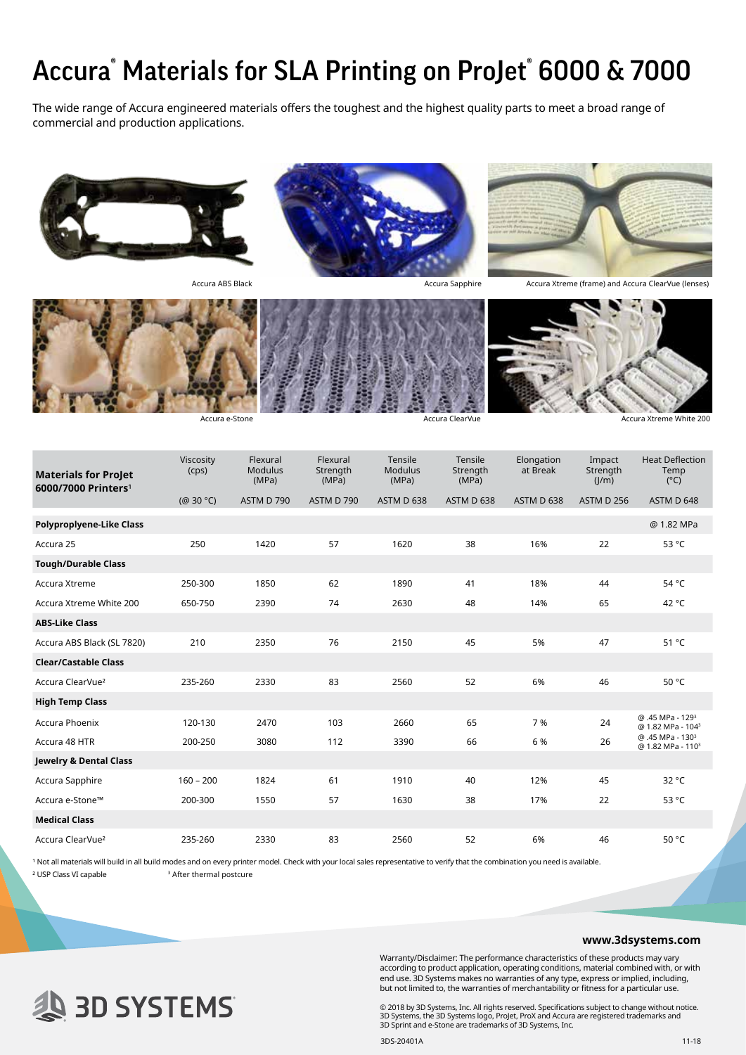# Accura® Materials for SLA Printing on ProJet® 6000 & 7000

The wide range of Accura engineered materials offers the toughest and the highest quality parts to meet a broad range of commercial and production applications.

Accura ABS Black

Accura Sapphire

Accura Xtreme (frame) and Accura ClearVue (lenses)

Accura e-Stone

Accura ClearVue

Accura Xtreme White 200

| Materials for ProJet 6000/7000 Printers[1] | Viscosity (cps) | Flexural Modulus (MPa) | Flexural Strength (MPa) | Tensile Modulus (MPa) | Tensile Strength (MPa) | Elongation at Break | Impact Strength (J/m) | Heat Deflection Temp (°C) |
|---|---|---|---|---|---|---|---|---|
| | (@ 30 °C) | ASTM D 790 | ASTM D 790 | ASTM D 638 | ASTM D 638 | ASTM D 638 | ASTM D 256 | ASTM D 648 |
| **Polypropylene-Like Class** | | | | | | | | @ 1.82 MPa |
| Accura 25 | 250 | 1420 | 57 | 1620 | 38 | 16% | 22 | 53 °C |
| **Tough/Durable Class** | | | | | | | | |
| Accura Xtreme | 250-300 | 1850 | 62 | 1890 | 41 | 18% | 44 | 54 °C |
| Accura Xtreme White 200 | 650-750 | 2390 | 74 | 2630 | 48 | 14% | 65 | 42 °C |
| **ABS-Like Class** | | | | | | | | |
| Accura ABS Black (SL 7820) | 210 | 2350 | 76 | 2150 | 45 | 5% | 47 | 51 °C |
| **Clear/Castable Class** | | | | | | | | |
| Accura ClearVue[2] | 235-260 | 2330 | 83 | 2560 | 52 | 6% | 46 | 50 °C |
| **High Temp Class** | | | | | | | | |
| Accura Phoenix | 120-130 | 2470 | 103 | 2660 | 65 | 7 % | 24 | @ .45 MPa - 129[3] @ 1.82 MPa - 104[3] |
| Accura 48 HTR | 200-250 | 3080 | 112 | 3390 | 66 | 6 % | 26 | @ .45 MPa - 130[3] @ 1.82 MPa - 110[3] |
| **Jewelry & Dental Class** | | | | | | | | |
| Accura Sapphire | 160 – 200 | 1824 | 61 | 1910 | 40 | 12% | 45 | 32 °C |
| Accura e-Stone™ | 200-300 | 1550 | 57 | 1630 | 38 | 17% | 22 | 53 °C |
| **Medical Class** | | | | | | | | |
| Accura ClearVue[2] | 235-260 | 2330 | 83 | 2560 | 52 | 6% | 46 | 50 °C |

[1] Not all materials will build in all build modes and on every printer model. Check with your local sales representative to verify that the combination you need is available.

[2] USP Class VI capable

[3] After thermal postcure

**www.3dsystems.com**

Warranty/Disclaimer: The performance characteristics of these products may vary according to product application, operating conditions, material combined with, or with end use. 3D Systems makes no warranties of any type, express or implied, including, but not limited to, the warranties of merchantability or fitness for a particular use.

© 2018 by 3D Systems, Inc. All rights reserved. Specifications subject to change without notice. 3D Systems, the 3D Systems logo, ProJet, ProX and Accura are registered trademarks and 3D Sprint and e-Stone are trademarks of 3D Systems, Inc.

3D SYSTEMS

3DS-20401A 11-18